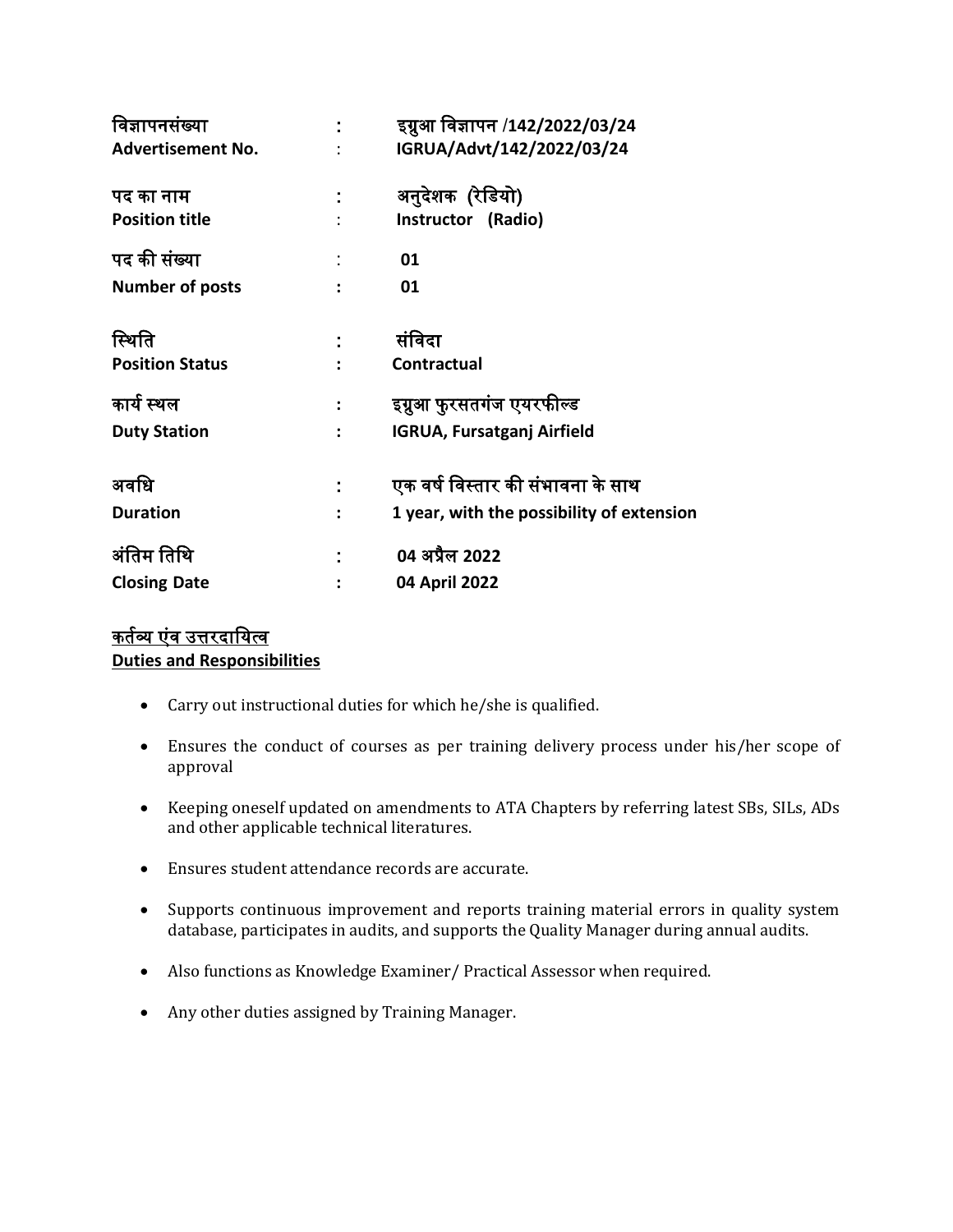| | | |
|---|---|---|
| **विज्ञापनसंख्या** | **:** | **इग्रुआ विज्ञापन /142/2022/03/24** |
| **Advertisement No.** | : | **IGRUA/Advt/142/2022/03/24** |
| **पद का नाम** | **:** | **अनुदेशक (रेडियो)** |
| **Position title** | : | **Instructor (Radio)** |
| **पद की संख्या** | : | **01** |
| **Number of posts** | **:** | **01** |
| **स्थिति** | **:** | **संविदा** |
| **Position Status** | **:** | **Contractual** |
| **कार्य स्थल** | **:** | **इग्रुआ फुरसतगंज एयरफील्ड** |
| **Duty Station** | **:** | **IGRUA, Fursatganj Airfield** |
| **अवधि** | **:** | **एक वर्ष विस्तार की संभावना के साथ** |
| **Duration** | **:** | **1 year, with the possibility of extension** |
| **अंतिम तिथि** | **:** | **04 अप्रैल 2022** |
| **Closing Date** | **:** | **04 April 2022** |

**<u>कर्तव्य एंव उत्तरदायित्व</u>**
**<u>Duties and Responsibilities</u>**

- Carry out instructional duties for which he/she is qualified.
- Ensures the conduct of courses as per training delivery process under his/her scope of approval
- Keeping oneself updated on amendments to ATA Chapters by referring latest SBs, SILs, ADs and other applicable technical literatures.
- Ensures student attendance records are accurate.
- Supports continuous improvement and reports training material errors in quality system database, participates in audits, and supports the Quality Manager during annual audits.
- Also functions as Knowledge Examiner/ Practical Assessor when required.
- Any other duties assigned by Training Manager.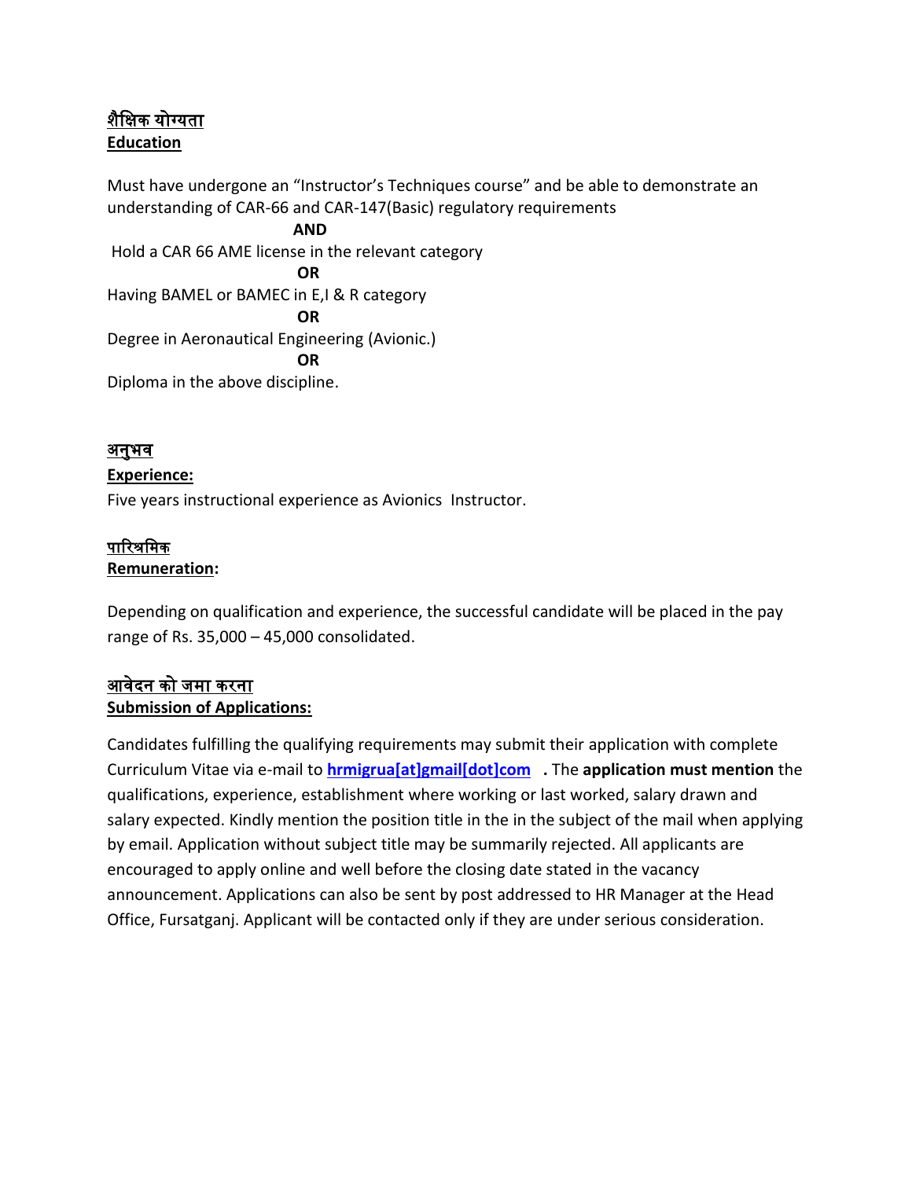**शैक्षिक योग्यता**
**Education**

Must have undergone an “Instructor’s Techniques course” and be able to demonstrate an understanding of CAR-66 and CAR-147(Basic) regulatory requirements

**AND**

Hold a CAR 66 AME license in the relevant category

**OR**

Having BAMEL or BAMEC in E,I & R category

**OR**

Degree in Aeronautical Engineering (Avionic.)

**OR**

Diploma in the above discipline.

**अनुभव**
**Experience:**

Five years instructional experience as Avionics Instructor.

**पारिश्रमिक**
**Remuneration:**

Depending on qualification and experience, the successful candidate will be placed in the pay range of Rs. 35,000 – 45,000 consolidated.

**आवेदन को जमा करना**
**Submission of Applications:**

Candidates fulfilling the qualifying requirements may submit their application with complete Curriculum Vitae via e-mail to **hrmigrua[at]gmail[dot]com** **.** The **application must mention** the qualifications, experience, establishment where working or last worked, salary drawn and salary expected. Kindly mention the position title in the in the subject of the mail when applying by email. Application without subject title may be summarily rejected. All applicants are encouraged to apply online and well before the closing date stated in the vacancy announcement. Applications can also be sent by post addressed to HR Manager at the Head Office, Fursatganj. Applicant will be contacted only if they are under serious consideration.